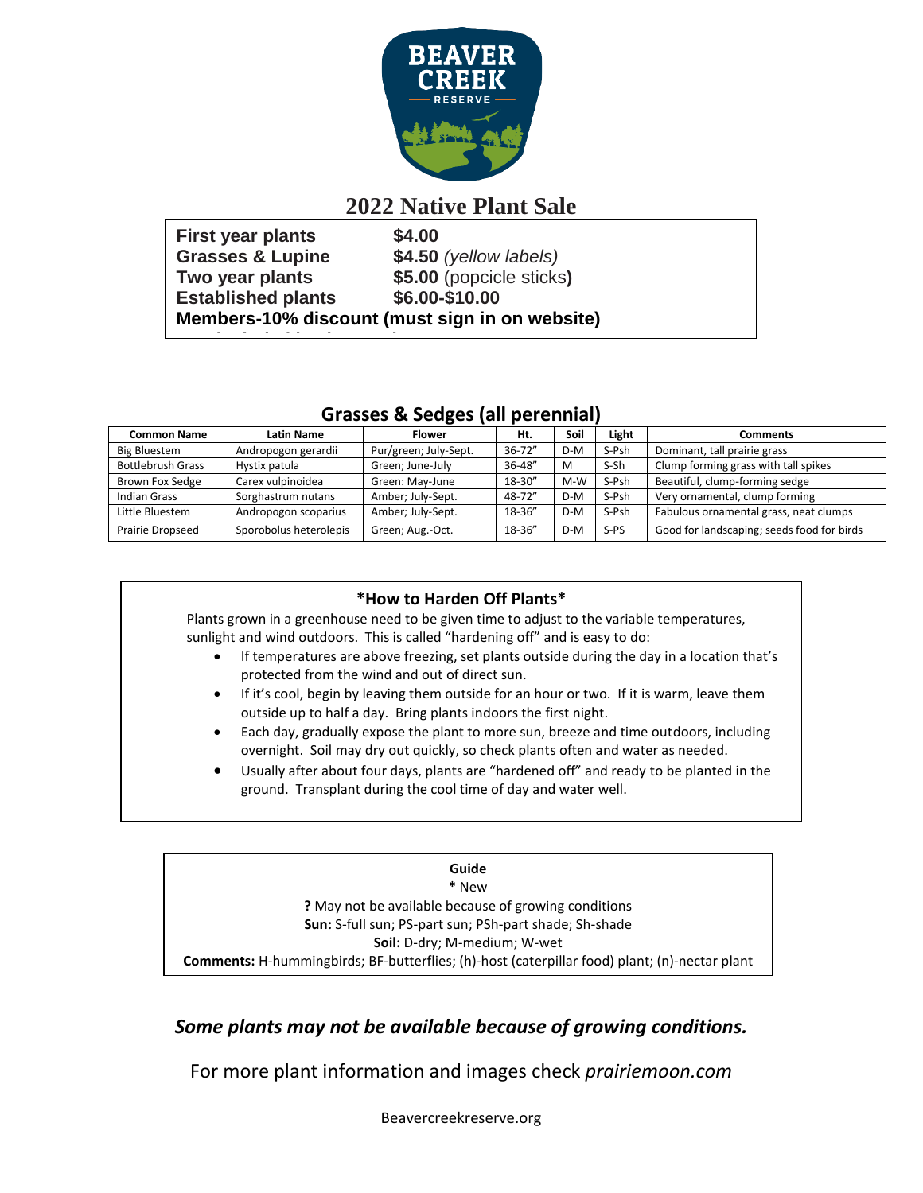# 2022 Native Plant Sale

**First year plants** **$4.00**
**Grasses & Lupine** **$4.50** *(yellow labels)*
**Two year plants** **$5.00** (popcicle sticks**)**
**Established plants** **$6.00-$10.00**
**Members-10% discount (must sign in on website)**

## Grasses & Sedges (all perennial)

| Common Name | Latin Name | Flower | Ht. | Soil | Light | Comments |
|---|---|---|---|---|---|---|
| Big Bluestem | Andropogon gerardii | Pur/green; July-Sept. | 36-72" | D-M | S-Psh | Dominant, tall prairie grass |
| Bottlebrush Grass | Hystix patula | Green; June-July | 36-48" | M | S-Sh | Clump forming grass with tall spikes |
| Brown Fox Sedge | Carex vulpinoidea | Green: May-June | 18-30" | M-W | S-Psh | Beautiful, clump-forming sedge |
| Indian Grass | Sorghastrum nutans | Amber; July-Sept. | 48-72" | D-M | S-Psh | Very ornamental, clump forming |
| Little Bluestem | Andropogon scoparius | Amber; July-Sept. | 18-36" | D-M | S-Psh | Fabulous ornamental grass, neat clumps |
| Prairie Dropseed | Sporobolus heterolepis | Green; Aug.-Oct. | 18-36" | D-M | S-PS | Good for landscaping; seeds food for birds |

### *How to Harden Off Plants*

Plants grown in a greenhouse need to be given time to adjust to the variable temperatures, sunlight and wind outdoors. This is called "hardening off" and is easy to do:

- If temperatures are above freezing, set plants outside during the day in a location that's protected from the wind and out of direct sun.
- If it's cool, begin by leaving them outside for an hour or two. If it is warm, leave them outside up to half a day. Bring plants indoors the first night.
- Each day, gradually expose the plant to more sun, breeze and time outdoors, including overnight. Soil may dry out quickly, so check plants often and water as needed.
- Usually after about four days, plants are "hardened off" and ready to be planted in the ground. Transplant during the cool time of day and water well.

**Guide**

**\*** New
**?** May not be available because of growing conditions
**Sun:** S-full sun; PS-part sun; PSh-part shade; Sh-shade
**Soil:** D-dry; M-medium; W-wet
**Comments:** H-hummingbirds; BF-butterflies; (h)-host (caterpillar food) plant; (n)-nectar plant

***Some plants may not be available because of growing conditions.***

For more plant information and images check *prairiemoon.com*

Beavercreekreserve.org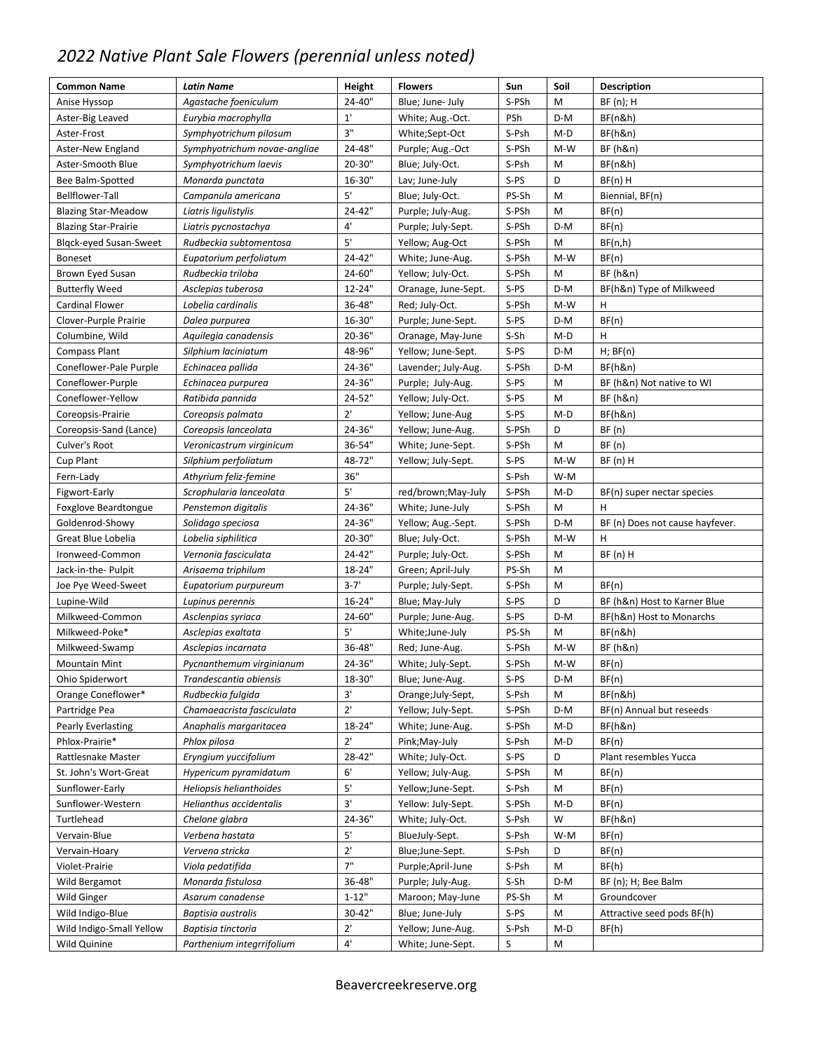# 2022 Native Plant Sale Flowers (perennial unless noted)

| Common Name | Latin Name | Height | Flowers | Sun | Soil | Description |
|---|---|---|---|---|---|---|
| Anise Hyssop | *Agastache foeniculum* | 24-40" | Blue; June- July | S-PSh | M | BF (n); H |
| Aster-Big Leaved | *Eurybia macrophylla* | 1' | White; Aug.-Oct. | PSh | D-M | BF(n&h) |
| Aster-Frost | *Symphyotrichum pilosum* | 3" | White;Sept-Oct | S-Psh | M-D | BF(h&n) |
| Aster-New England | *Symphyotrichum novae-angliae* | 24-48" | Purple; Aug.-Oct | S-PSh | M-W | BF (h&n) |
| Aster-Smooth Blue | *Symphyotrichum laevis* | 20-30" | Blue; July-Oct. | S-Psh | M | BF(n&h) |
| Bee Balm-Spotted | *Monarda punctata* | 16-30" | Lav; June-July | S-PS | D | BF(n) H |
| Bellflower-Tall | *Campanula americana* | 5' | Blue; July-Oct. | PS-Sh | M | Biennial, BF(n) |
| Blazing Star-Meadow | *Liatris ligulistylis* | 24-42" | Purple; July-Aug. | S-PSh | M | BF(n) |
| Blazing Star-Prairie | *Liatris pycnostachya* | 4' | Purple; July-Sept. | S-PSh | D-M | BF(n) |
| Blqck-eyed Susan-Sweet | *Rudbeckia subtomentosa* | 5' | Yellow; Aug-Oct | S-PSh | M | BF(n,h) |
| Boneset | *Eupatorium perfoliatum* | 24-42" | White; June-Aug. | S-PSh | M-W | BF(n) |
| Brown Eyed Susan | *Rudbeckia triloba* | 24-60" | Yellow; July-Oct. | S-PSh | M | BF (h&n) |
| Butterfly Weed | *Asclepias tuberosa* | 12-24" | Oranage, June-Sept. | S-PS | D-M | BF(h&n) Type of Milkweed |
| Cardinal Flower | *Lobelia cardinalis* | 36-48" | Red; July-Oct. | S-PSh | M-W | H |
| Clover-Purple Prairie | *Dalea purpurea* | 16-30" | Purple; June-Sept. | S-PS | D-M | BF(n) |
| Columbine, Wild | *Aquilegia canadensis* | 20-36" | Oranage, May-June | S-Sh | M-D | H |
| Compass Plant | *Silphium laciniatum* | 48-96" | Yellow; June-Sept. | S-PS | D-M | H; BF(n) |
| Coneflower-Pale Purple | *Echinacea pallida* | 24-36" | Lavender; July-Aug. | S-PSh | D-M | BF(h&n) |
| Coneflower-Purple | *Echinacea purpurea* | 24-36" | Purple; July-Aug. | S-PS | M | BF (h&n) Not native to WI |
| Coneflower-Yellow | *Ratibida pannida* | 24-52" | Yellow; July-Oct. | S-PS | M | BF (h&n) |
| Coreopsis-Prairie | *Coreopsis palmata* | 2' | Yellow; June-Aug | S-PS | M-D | BF(h&n) |
| Coreopsis-Sand (Lance) | *Coreopsis lanceolata* | 24-36" | Yellow; June-Aug. | S-PSh | D | BF (n) |
| Culver's Root | *Veronicastrum virginicum* | 36-54" | White; June-Sept. | S-PSh | M | BF (n) |
| Cup Plant | *Silphium perfoliatum* | 48-72" | Yellow; July-Sept. | S-PS | M-W | BF (n) H |
| Fern-Lady | *Athyrium feliz-femine* | 36" | | S-Psh | W-M | |
| Figwort-Early | *Scrophularia lanceolata* | 5' | red/brown;May-July | S-PSh | M-D | BF(n) super nectar species |
| Foxglove Beardtongue | *Penstemon digitalis* | 24-36" | White; June-July | S-PSh | M | H |
| Goldenrod-Showy | *Solidago speciosa* | 24-36" | Yellow; Aug.-Sept. | S-PSh | D-M | BF (n) Does not cause hayfever. |
| Great Blue Lobelia | *Lobelia siphilitica* | 20-30" | Blue; July-Oct. | S-PSh | M-W | H |
| Ironweed-Common | *Vernonia fasciculata* | 24-42" | Purple; July-Oct. | S-PSh | M | BF (n) H |
| Jack-in-the- Pulpit | *Arisaema triphilum* | 18-24" | Green; April-July | PS-Sh | M | |
| Joe Pye Weed-Sweet | *Eupatorium purpureum* | 3-7' | Purple; July-Sept. | S-PSh | M | BF(n) |
| Lupine-Wild | *Lupinus perennis* | 16-24" | Blue; May-July | S-PS | D | BF (h&n) Host to Karner Blue |
| Milkweed-Common | *Asclenpias syriaca* | 24-60" | Purple; June-Aug. | S-PS | D-M | BF(h&n) Host to Monarchs |
| Milkweed-Poke* | *Asclepias exaltata* | 5' | White;June-July | PS-Sh | M | BF(n&h) |
| Milkweed-Swamp | *Asclepias incarnata* | 36-48" | Red; June-Aug. | S-PSh | M-W | BF (h&n) |
| Mountain Mint | *Pycnanthemum virginianum* | 24-36" | White; July-Sept. | S-PSh | M-W | BF(n) |
| Ohio Spiderwort | *Trandescantia obiensis* | 18-30" | Blue; June-Aug. | S-PS | D-M | BF(n) |
| Orange Coneflower* | *Rudbeckia fulgida* | 3' | Orange;July-Sept, | S-Psh | M | BF(n&h) |
| Partridge Pea | *Chamaeacrista fasciculata* | 2' | Yellow; July-Sept. | S-PSh | D-M | BF(n) Annual but reseeds |
| Pearly Everlasting | *Anaphalis margaritacea* | 18-24" | White; June-Aug. | S-PSh | M-D | BF(h&n) |
| Phlox-Prairie* | *Phlox pilosa* | 2' | Pink;May-July | S-Psh | M-D | BF(n) |
| Rattlesnake Master | *Eryngium yuccifolium* | 28-42" | White; July-Oct. | S-PS | D | Plant resembles Yucca |
| St. John's Wort-Great | *Hypericum pyramidatum* | 6' | Yellow; July-Aug. | S-PSh | M | BF(n) |
| Sunflower-Early | *Heliopsis helianthoides* | 5' | Yellow;June-Sept. | S-Psh | M | BF(n) |
| Sunflower-Western | *Helianthus accidentalis* | 3' | Yellow: July-Sept. | S-PSh | M-D | BF(n) |
| Turtlehead | *Chelone glabra* | 24-36" | White; July-Oct. | S-Psh | W | BF(h&n) |
| Vervain-Blue | *Verbena hastata* | 5' | BlueJuly-Sept. | S-Psh | W-M | BF(n) |
| Vervain-Hoary | *Vervena stricka* | 2' | Blue;June-Sept. | S-Psh | D | BF(n) |
| Violet-Prairie | *Viola pedatifida* | 7" | Purple;April-June | S-Psh | M | BF(h) |
| Wild Bergamot | *Monarda fistulosa* | 36-48" | Purple; July-Aug. | S-Sh | D-M | BF (n); H; Bee Balm |
| Wild Ginger | *Asarum canadense* | 1-12" | Maroon; May-June | PS-Sh | M | Groundcover |
| Wild Indigo-Blue | *Baptisia australis* | 30-42" | Blue; June-July | S-PS | M | Attractive seed pods BF(h) |
| Wild Indigo-Small Yellow | *Baptisia tinctoria* | 2' | Yellow; June-Aug. | S-Psh | M-D | BF(h) |
| Wild Quinine | *Parthenium integrrifolium* | 4' | White; June-Sept. | S | M | |

Beavercreekreserve.org